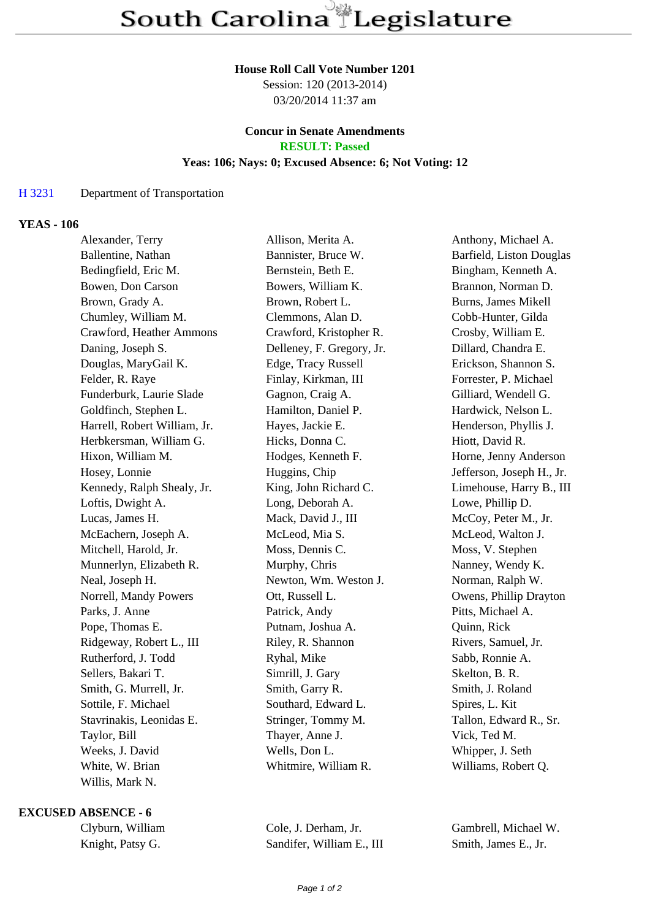# South Carolina Legislature

**House Roll Call Vote Number 1201**
Session: 120 (2013-2014)
03/20/2014 11:37 am

**Concur in Senate Amendments**
**RESULT: Passed**
**Yeas: 106; Nays: 0; Excused Absence: 6; Not Voting: 12**

H 3231 Department of Transportation

## YEAS - 106

| | | |
|---|---|---|
| Alexander, Terry | Allison, Merita A. | Anthony, Michael A. |
| Ballentine, Nathan | Bannister, Bruce W. | Barfield, Liston Douglas |
| Bedingfield, Eric M. | Bernstein, Beth E. | Bingham, Kenneth A. |
| Bowen, Don Carson | Bowers, William K. | Brannon, Norman D. |
| Brown, Grady A. | Brown, Robert L. | Burns, James Mikell |
| Chumley, William M. | Clemmons, Alan D. | Cobb-Hunter, Gilda |
| Crawford, Heather Ammons | Crawford, Kristopher R. | Crosby, William E. |
| Daning, Joseph S. | Delleney, F. Gregory, Jr. | Dillard, Chandra E. |
| Douglas, MaryGail K. | Edge, Tracy Russell | Erickson, Shannon S. |
| Felder, R. Raye | Finlay, Kirkman, III | Forrester, P. Michael |
| Funderburk, Laurie Slade | Gagnon, Craig A. | Gilliard, Wendell G. |
| Goldfinch, Stephen L. | Hamilton, Daniel P. | Hardwick, Nelson L. |
| Harrell, Robert William, Jr. | Hayes, Jackie E. | Henderson, Phyllis J. |
| Herbkersman, William G. | Hicks, Donna C. | Hiott, David R. |
| Hixon, William M. | Hodges, Kenneth F. | Horne, Jenny Anderson |
| Hosey, Lonnie | Huggins, Chip | Jefferson, Joseph H., Jr. |
| Kennedy, Ralph Shealy, Jr. | King, John Richard C. | Limehouse, Harry B., III |
| Loftis, Dwight A. | Long, Deborah A. | Lowe, Phillip D. |
| Lucas, James H. | Mack, David J., III | McCoy, Peter M., Jr. |
| McEachern, Joseph A. | McLeod, Mia S. | McLeod, Walton J. |
| Mitchell, Harold, Jr. | Moss, Dennis C. | Moss, V. Stephen |
| Munnerlyn, Elizabeth R. | Murphy, Chris | Nanney, Wendy K. |
| Neal, Joseph H. | Newton, Wm. Weston J. | Norman, Ralph W. |
| Norrell, Mandy Powers | Ott, Russell L. | Owens, Phillip Drayton |
| Parks, J. Anne | Patrick, Andy | Pitts, Michael A. |
| Pope, Thomas E. | Putnam, Joshua A. | Quinn, Rick |
| Ridgeway, Robert L., III | Riley, R. Shannon | Rivers, Samuel, Jr. |
| Rutherford, J. Todd | Ryhal, Mike | Sabb, Ronnie A. |
| Sellers, Bakari T. | Simrill, J. Gary | Skelton, B. R. |
| Smith, G. Murrell, Jr. | Smith, Garry R. | Smith, J. Roland |
| Sottile, F. Michael | Southard, Edward L. | Spires, L. Kit |
| Stavrinakis, Leonidas E. | Stringer, Tommy M. | Tallon, Edward R., Sr. |
| Taylor, Bill | Thayer, Anne J. | Vick, Ted M. |
| Weeks, J. David | Wells, Don L. | Whipper, J. Seth |
| White, W. Brian | Whitmire, William R. | Williams, Robert Q. |
| Willis, Mark N. | | |

## EXCUSED ABSENCE - 6

| | | |
|---|---|---|
| Clyburn, William | Cole, J. Derham, Jr. | Gambrell, Michael W. |
| Knight, Patsy G. | Sandifer, William E., III | Smith, James E., Jr. |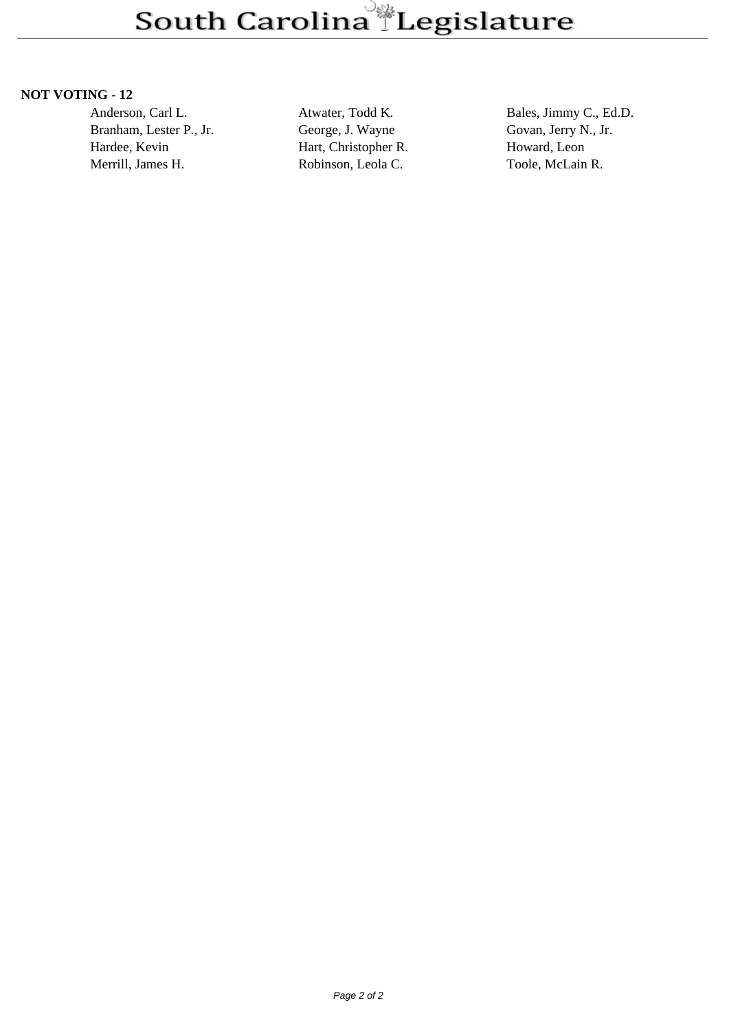**NOT VOTING - 12**

| | | |
|---|---|---|
| Anderson, Carl L. | Atwater, Todd K. | Bales, Jimmy C., Ed.D. |
| Branham, Lester P., Jr. | George, J. Wayne | Govan, Jerry N., Jr. |
| Hardee, Kevin | Hart, Christopher R. | Howard, Leon |
| Merrill, James H. | Robinson, Leola C. | Toole, McLain R. |